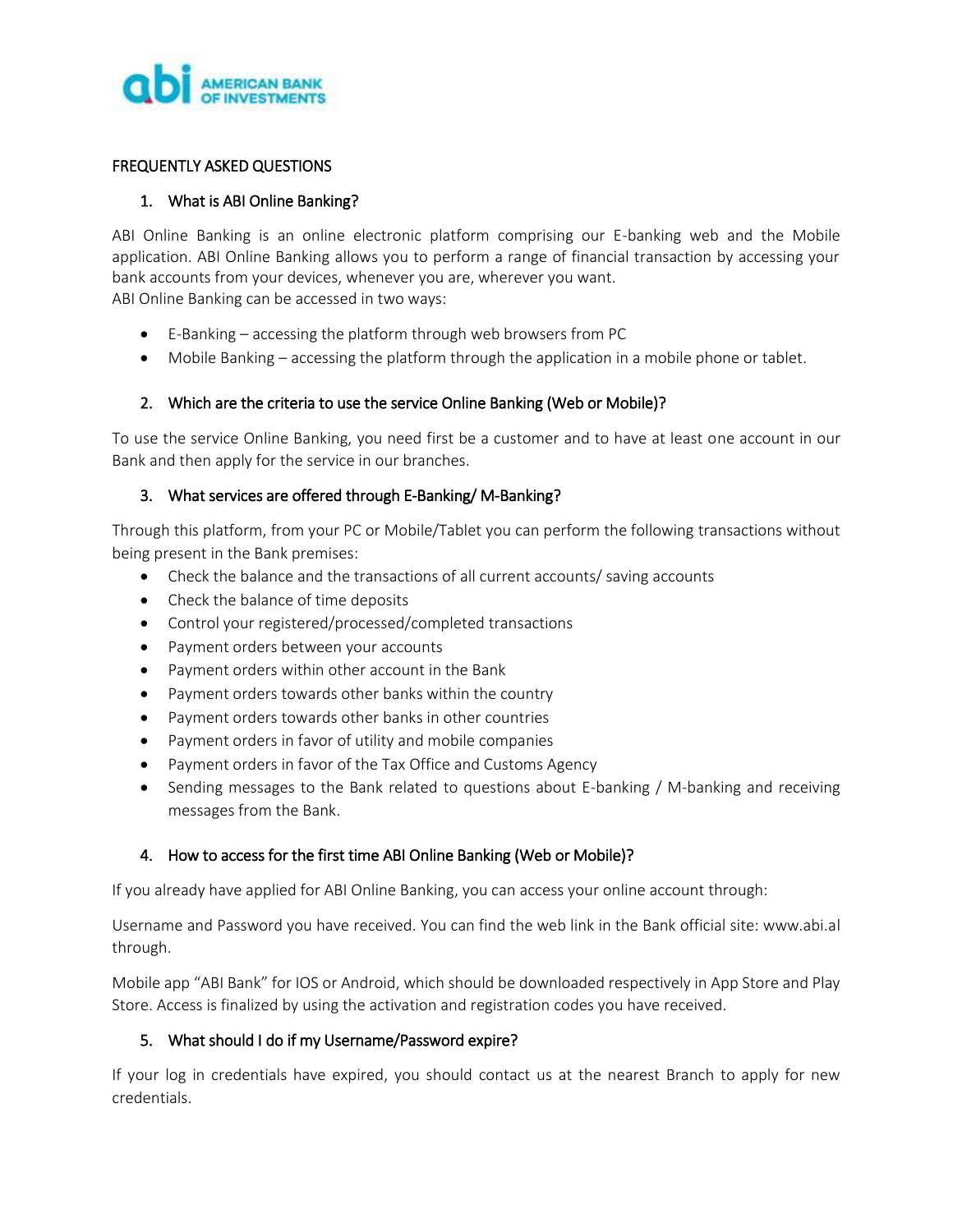# FREQUENTLY ASKED QUESTIONS

## 1. What is ABI Online Banking?

ABI Online Banking is an online electronic platform comprising our E-banking web and the Mobile application. ABI Online Banking allows you to perform a range of financial transaction by accessing your bank accounts from your devices, whenever you are, wherever you want.
ABI Online Banking can be accessed in two ways:

- E-Banking – accessing the platform through web browsers from PC
- Mobile Banking – accessing the platform through the application in a mobile phone or tablet.

## 2. Which are the criteria to use the service Online Banking (Web or Mobile)?

To use the service Online Banking, you need first be a customer and to have at least one account in our Bank and then apply for the service in our branches.

## 3. What services are offered through E-Banking/ M-Banking?

Through this platform, from your PC or Mobile/Tablet you can perform the following transactions without being present in the Bank premises:

- Check the balance and the transactions of all current accounts/ saving accounts
- Check the balance of time deposits
- Control your registered/processed/completed transactions
- Payment orders between your accounts
- Payment orders within other account in the Bank
- Payment orders towards other banks within the country
- Payment orders towards other banks in other countries
- Payment orders in favor of utility and mobile companies
- Payment orders in favor of the Tax Office and Customs Agency
- Sending messages to the Bank related to questions about E-banking / M-banking and receiving messages from the Bank.

## 4. How to access for the first time ABI Online Banking (Web or Mobile)?

If you already have applied for ABI Online Banking, you can access your online account through:

Username and Password you have received. You can find the web link in the Bank official site: www.abi.al through.

Mobile app "ABI Bank" for IOS or Android, which should be downloaded respectively in App Store and Play Store. Access is finalized by using the activation and registration codes you have received.

## 5. What should I do if my Username/Password expire?

If your log in credentials have expired, you should contact us at the nearest Branch to apply for new credentials.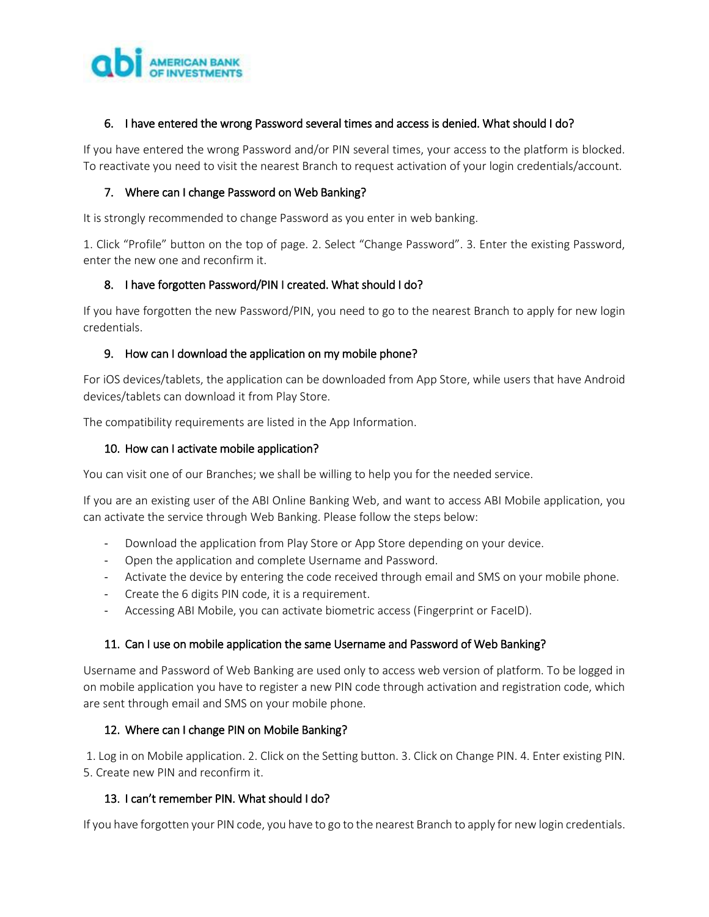### 6. I have entered the wrong Password several times and access is denied. What should I do?

If you have entered the wrong Password and/or PIN several times, your access to the platform is blocked. To reactivate you need to visit the nearest Branch to request activation of your login credentials/account.

### 7. Where can I change Password on Web Banking?

It is strongly recommended to change Password as you enter in web banking.

1. Click "Profile" button on the top of page. 2. Select "Change Password". 3. Enter the existing Password, enter the new one and reconfirm it.

### 8. I have forgotten Password/PIN I created. What should I do?

If you have forgotten the new Password/PIN, you need to go to the nearest Branch to apply for new login credentials.

### 9. How can I download the application on my mobile phone?

For iOS devices/tablets, the application can be downloaded from App Store, while users that have Android devices/tablets can download it from Play Store.

The compatibility requirements are listed in the App Information.

### 10. How can I activate mobile application?

You can visit one of our Branches; we shall be willing to help you for the needed service.

If you are an existing user of the ABI Online Banking Web, and want to access ABI Mobile application, you can activate the service through Web Banking. Please follow the steps below:

- Download the application from Play Store or App Store depending on your device.
- Open the application and complete Username and Password.
- Activate the device by entering the code received through email and SMS on your mobile phone.
- Create the 6 digits PIN code, it is a requirement.
- Accessing ABI Mobile, you can activate biometric access (Fingerprint or FaceID).

### 11. Can I use on mobile application the same Username and Password of Web Banking?

Username and Password of Web Banking are used only to access web version of platform. To be logged in on mobile application you have to register a new PIN code through activation and registration code, which are sent through email and SMS on your mobile phone.

### 12. Where can I change PIN on Mobile Banking?

1. Log in on Mobile application. 2. Click on the Setting button. 3. Click on Change PIN. 4. Enter existing PIN. 5. Create new PIN and reconfirm it.

### 13. I can't remember PIN. What should I do?

If you have forgotten your PIN code, you have to go to the nearest Branch to apply for new login credentials.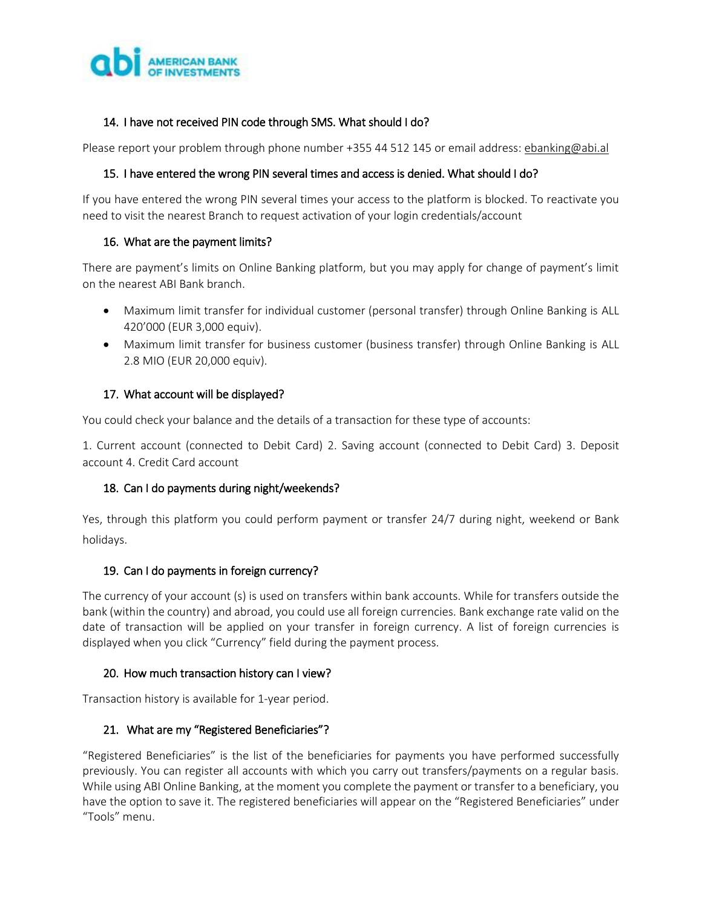### 14. I have not received PIN code through SMS. What should I do?

Please report your problem through phone number +355 44 512 145 or email address: ebanking@abi.al

### 15. I have entered the wrong PIN several times and access is denied. What should I do?

If you have entered the wrong PIN several times your access to the platform is blocked. To reactivate you need to visit the nearest Branch to request activation of your login credentials/account

### 16. What are the payment limits?

There are payment's limits on Online Banking platform, but you may apply for change of payment's limit on the nearest ABI Bank branch.

- Maximum limit transfer for individual customer (personal transfer) through Online Banking is ALL 420'000 (EUR 3,000 equiv).
- Maximum limit transfer for business customer (business transfer) through Online Banking is ALL 2.8 MIO (EUR 20,000 equiv).

### 17. What account will be displayed?

You could check your balance and the details of a transaction for these type of accounts:

1. Current account (connected to Debit Card) 2. Saving account (connected to Debit Card) 3. Deposit account 4. Credit Card account

### 18. Can I do payments during night/weekends?

Yes, through this platform you could perform payment or transfer 24/7 during night, weekend or Bank holidays.

### 19. Can I do payments in foreign currency?

The currency of your account (s) is used on transfers within bank accounts. While for transfers outside the bank (within the country) and abroad, you could use all foreign currencies. Bank exchange rate valid on the date of transaction will be applied on your transfer in foreign currency. A list of foreign currencies is displayed when you click "Currency" field during the payment process.

### 20. How much transaction history can I view?

Transaction history is available for 1-year period.

### 21. What are my "Registered Beneficiaries"?

"Registered Beneficiaries" is the list of the beneficiaries for payments you have performed successfully previously. You can register all accounts with which you carry out transfers/payments on a regular basis. While using ABI Online Banking, at the moment you complete the payment or transfer to a beneficiary, you have the option to save it. The registered beneficiaries will appear on the "Registered Beneficiaries" under "Tools" menu.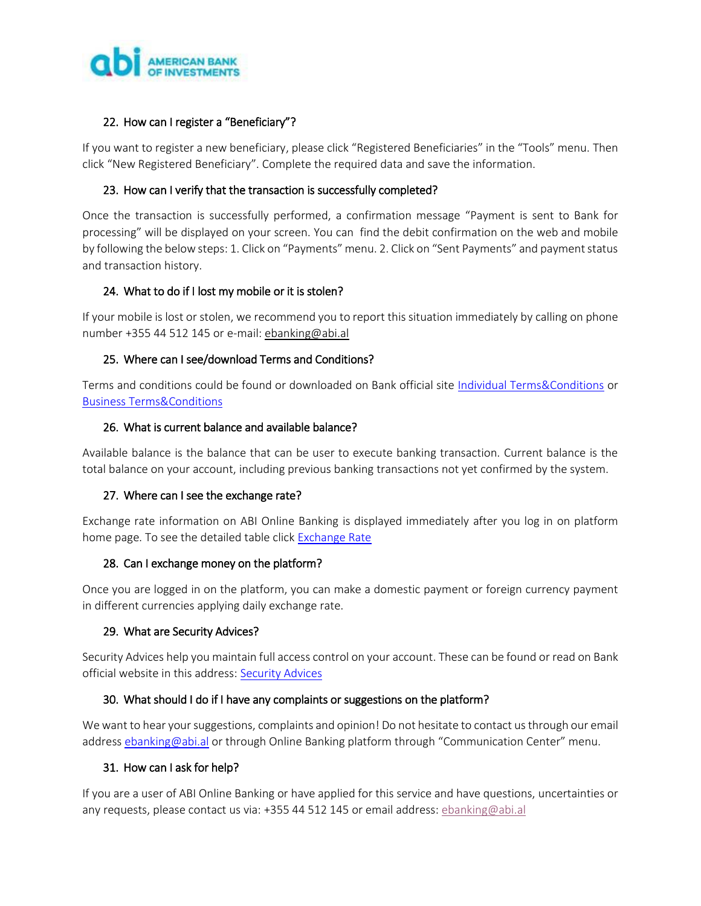## 22. How can I register a "Beneficiary"?

If you want to register a new beneficiary, please click "Registered Beneficiaries" in the "Tools" menu. Then click "New Registered Beneficiary". Complete the required data and save the information.

## 23. How can I verify that the transaction is successfully completed?

Once the transaction is successfully performed, a confirmation message "Payment is sent to Bank for processing" will be displayed on your screen. You can find the debit confirmation on the web and mobile by following the below steps: 1. Click on "Payments" menu. 2. Click on "Sent Payments" and payment status and transaction history.

## 24. What to do if I lost my mobile or it is stolen?

If your mobile is lost or stolen, we recommend you to report this situation immediately by calling on phone number +355 44 512 145 or e-mail: ebanking@abi.al

## 25. Where can I see/download Terms and Conditions?

Terms and conditions could be found or downloaded on Bank official site Individual Terms&Conditions or Business Terms&Conditions

## 26. What is current balance and available balance?

Available balance is the balance that can be user to execute banking transaction. Current balance is the total balance on your account, including previous banking transactions not yet confirmed by the system.

## 27. Where can I see the exchange rate?

Exchange rate information on ABI Online Banking is displayed immediately after you log in on platform home page. To see the detailed table click Exchange Rate

## 28. Can I exchange money on the platform?

Once you are logged in on the platform, you can make a domestic payment or foreign currency payment in different currencies applying daily exchange rate.

## 29. What are Security Advices?

Security Advices help you maintain full access control on your account. These can be found or read on Bank official website in this address: Security Advices

## 30. What should I do if I have any complaints or suggestions on the platform?

We want to hear your suggestions, complaints and opinion! Do not hesitate to contact us through our email address ebanking@abi.al or through Online Banking platform through "Communication Center" menu.

## 31. How can I ask for help?

If you are a user of ABI Online Banking or have applied for this service and have questions, uncertainties or any requests, please contact us via: +355 44 512 145 or email address: ebanking@abi.al